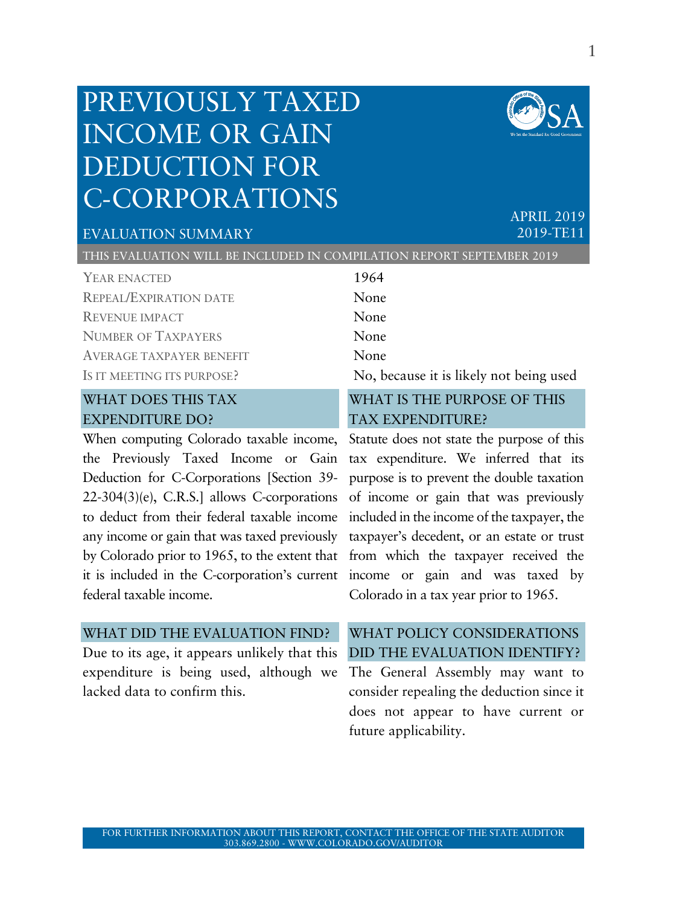# PREVIOUSLY TAXED INCOME OR GAIN DEDUCTION FOR C-CORPORATIONS

EVALUATION SUMMARY

APRIL 2019
2019-TE11

THIS EVALUATION WILL BE INCLUDED IN COMPILATION REPORT SEPTEMBER 2019

| | |
|---|---|
| YEAR ENACTED | 1964 |
| REPEAL/EXPIRATION DATE | None |
| REVENUE IMPACT | None |
| NUMBER OF TAXPAYERS | None |
| AVERAGE TAXPAYER BENEFIT | None |
| IS IT MEETING ITS PURPOSE? | No, because it is likely not being used |

## WHAT DOES THIS TAX EXPENDITURE DO?

When computing Colorado taxable income, the Previously Taxed Income or Gain Deduction for C-Corporations [Section 39-22-304(3)(e), C.R.S.] allows C-corporations to deduct from their federal taxable income any income or gain that was taxed previously by Colorado prior to 1965, to the extent that it is included in the C-corporation's current federal taxable income.

## WHAT IS THE PURPOSE OF THIS TAX EXPENDITURE?

Statute does not state the purpose of this tax expenditure. We inferred that its purpose is to prevent the double taxation of income or gain that was previously included in the income of the taxpayer, the taxpayer's decedent, or an estate or trust from which the taxpayer received the income or gain and was taxed by Colorado in a tax year prior to 1965.

## WHAT DID THE EVALUATION FIND?

Due to its age, it appears unlikely that this expenditure is being used, although we lacked data to confirm this.

## WHAT POLICY CONSIDERATIONS DID THE EVALUATION IDENTIFY?

The General Assembly may want to consider repealing the deduction since it does not appear to have current or future applicability.

FOR FURTHER INFORMATION ABOUT THIS REPORT, CONTACT THE OFFICE OF THE STATE AUDITOR
303.869.2800 - WWW.COLORADO.GOV/AUDITOR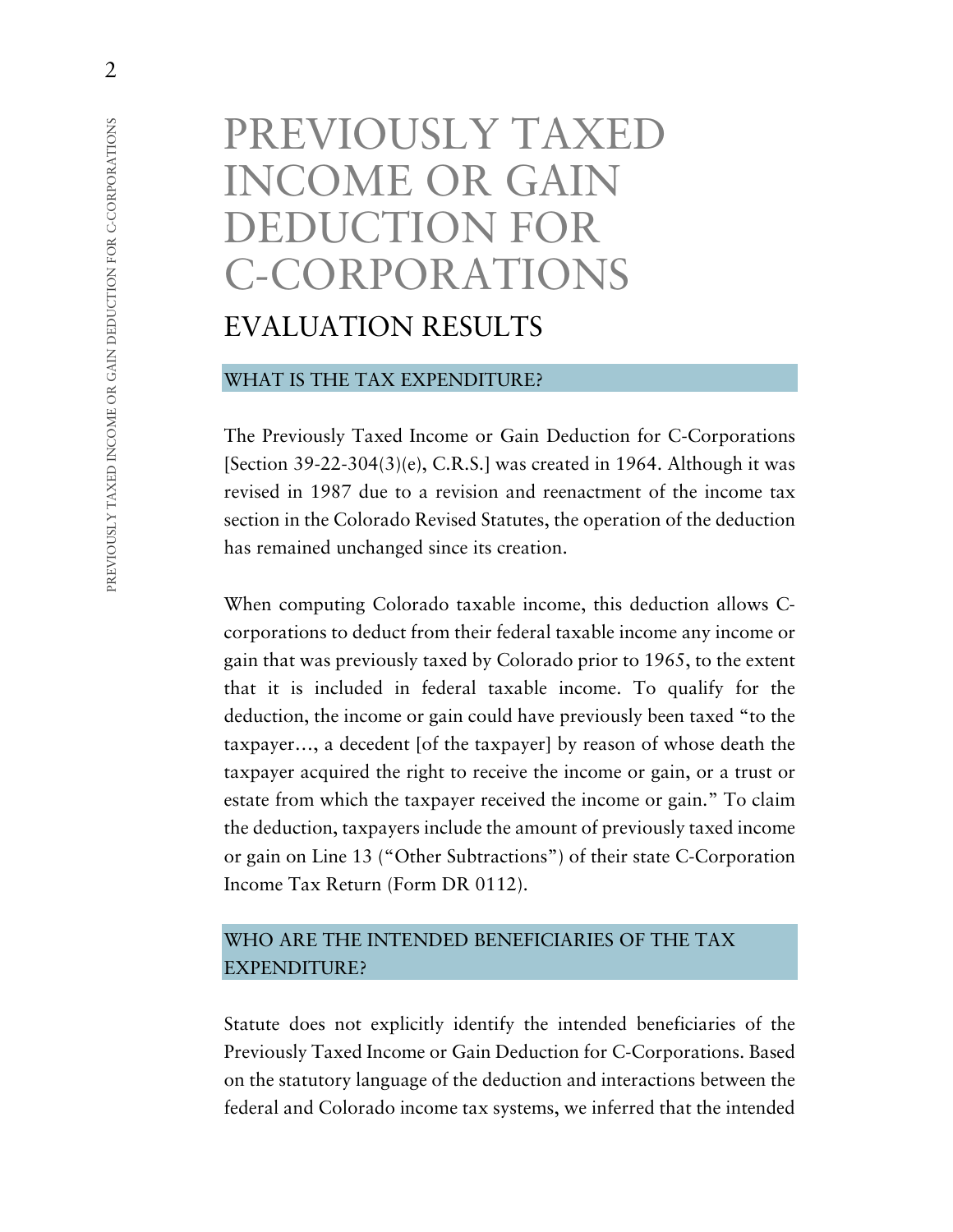# PREVIOUSLY TAXED INCOME OR GAIN DEDUCTION FOR C-CORPORATIONS

## EVALUATION RESULTS

### WHAT IS THE TAX EXPENDITURE?

The Previously Taxed Income or Gain Deduction for C-Corporations [Section 39-22-304(3)(e), C.R.S.] was created in 1964. Although it was revised in 1987 due to a revision and reenactment of the income tax section in the Colorado Revised Statutes, the operation of the deduction has remained unchanged since its creation.

When computing Colorado taxable income, this deduction allows C-corporations to deduct from their federal taxable income any income or gain that was previously taxed by Colorado prior to 1965, to the extent that it is included in federal taxable income. To qualify for the deduction, the income or gain could have previously been taxed "to the taxpayer…, a decedent [of the taxpayer] by reason of whose death the taxpayer acquired the right to receive the income or gain, or a trust or estate from which the taxpayer received the income or gain." To claim the deduction, taxpayers include the amount of previously taxed income or gain on Line 13 ("Other Subtractions") of their state C-Corporation Income Tax Return (Form DR 0112).

### WHO ARE THE INTENDED BENEFICIARIES OF THE TAX EXPENDITURE?

Statute does not explicitly identify the intended beneficiaries of the Previously Taxed Income or Gain Deduction for C-Corporations. Based on the statutory language of the deduction and interactions between the federal and Colorado income tax systems, we inferred that the intended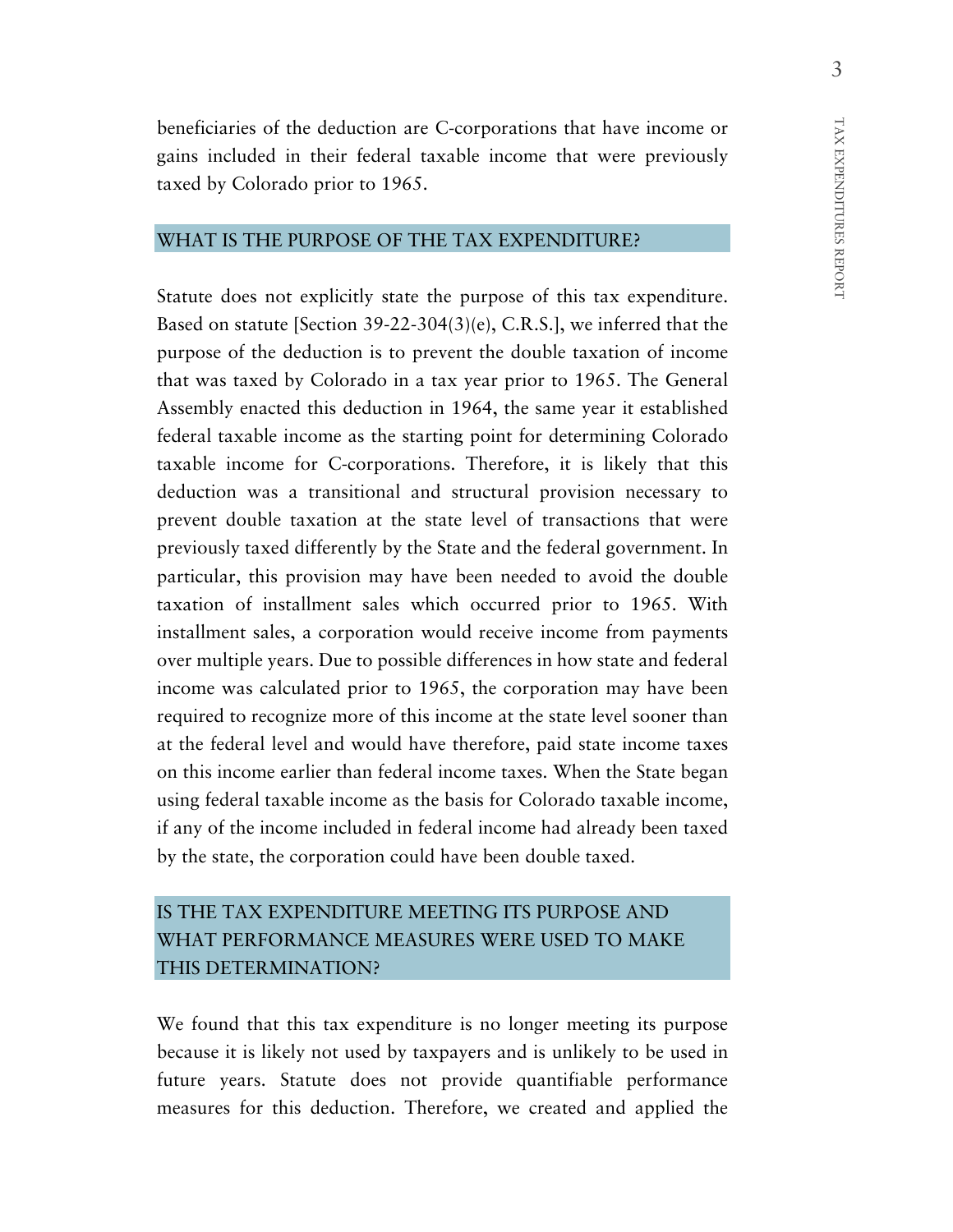beneficiaries of the deduction are C-corporations that have income or gains included in their federal taxable income that were previously taxed by Colorado prior to 1965.

## WHAT IS THE PURPOSE OF THE TAX EXPENDITURE?

Statute does not explicitly state the purpose of this tax expenditure. Based on statute [Section 39-22-304(3)(e), C.R.S.], we inferred that the purpose of the deduction is to prevent the double taxation of income that was taxed by Colorado in a tax year prior to 1965. The General Assembly enacted this deduction in 1964, the same year it established federal taxable income as the starting point for determining Colorado taxable income for C-corporations. Therefore, it is likely that this deduction was a transitional and structural provision necessary to prevent double taxation at the state level of transactions that were previously taxed differently by the State and the federal government. In particular, this provision may have been needed to avoid the double taxation of installment sales which occurred prior to 1965. With installment sales, a corporation would receive income from payments over multiple years. Due to possible differences in how state and federal income was calculated prior to 1965, the corporation may have been required to recognize more of this income at the state level sooner than at the federal level and would have therefore, paid state income taxes on this income earlier than federal income taxes. When the State began using federal taxable income as the basis for Colorado taxable income, if any of the income included in federal income had already been taxed by the state, the corporation could have been double taxed.

## IS THE TAX EXPENDITURE MEETING ITS PURPOSE AND WHAT PERFORMANCE MEASURES WERE USED TO MAKE THIS DETERMINATION?

We found that this tax expenditure is no longer meeting its purpose because it is likely not used by taxpayers and is unlikely to be used in future years. Statute does not provide quantifiable performance measures for this deduction. Therefore, we created and applied the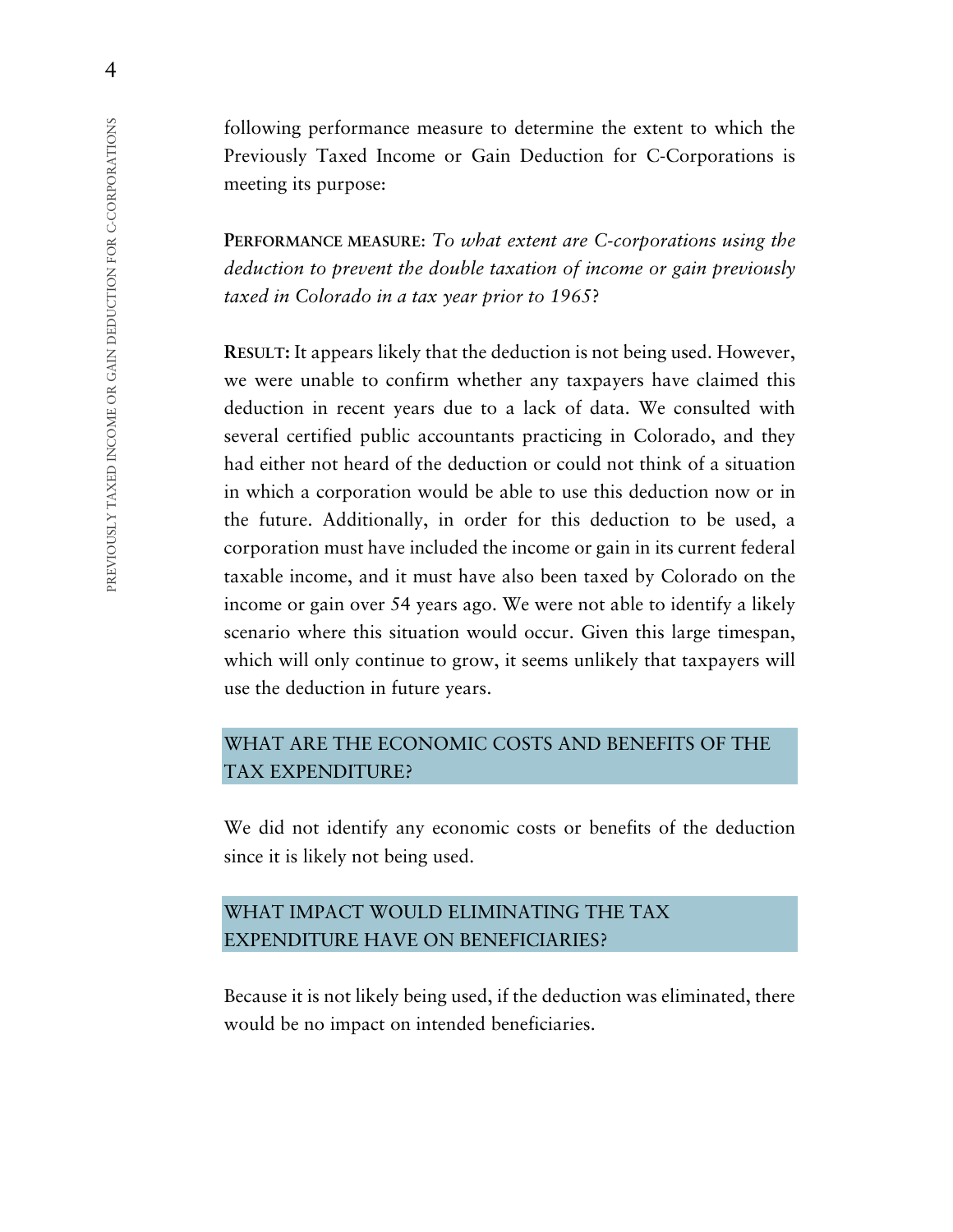following performance measure to determine the extent to which the Previously Taxed Income or Gain Deduction for C-Corporations is meeting its purpose:

**PERFORMANCE MEASURE**: *To what extent are C-corporations using the deduction to prevent the double taxation of income or gain previously taxed in Colorado in a tax year prior to 1965*?

**RESULT:** It appears likely that the deduction is not being used. However, we were unable to confirm whether any taxpayers have claimed this deduction in recent years due to a lack of data. We consulted with several certified public accountants practicing in Colorado, and they had either not heard of the deduction or could not think of a situation in which a corporation would be able to use this deduction now or in the future. Additionally, in order for this deduction to be used, a corporation must have included the income or gain in its current federal taxable income, and it must have also been taxed by Colorado on the income or gain over 54 years ago. We were not able to identify a likely scenario where this situation would occur. Given this large timespan, which will only continue to grow, it seems unlikely that taxpayers will use the deduction in future years.

## WHAT ARE THE ECONOMIC COSTS AND BENEFITS OF THE TAX EXPENDITURE?

We did not identify any economic costs or benefits of the deduction since it is likely not being used.

## WHAT IMPACT WOULD ELIMINATING THE TAX EXPENDITURE HAVE ON BENEFICIARIES?

Because it is not likely being used, if the deduction was eliminated, there would be no impact on intended beneficiaries.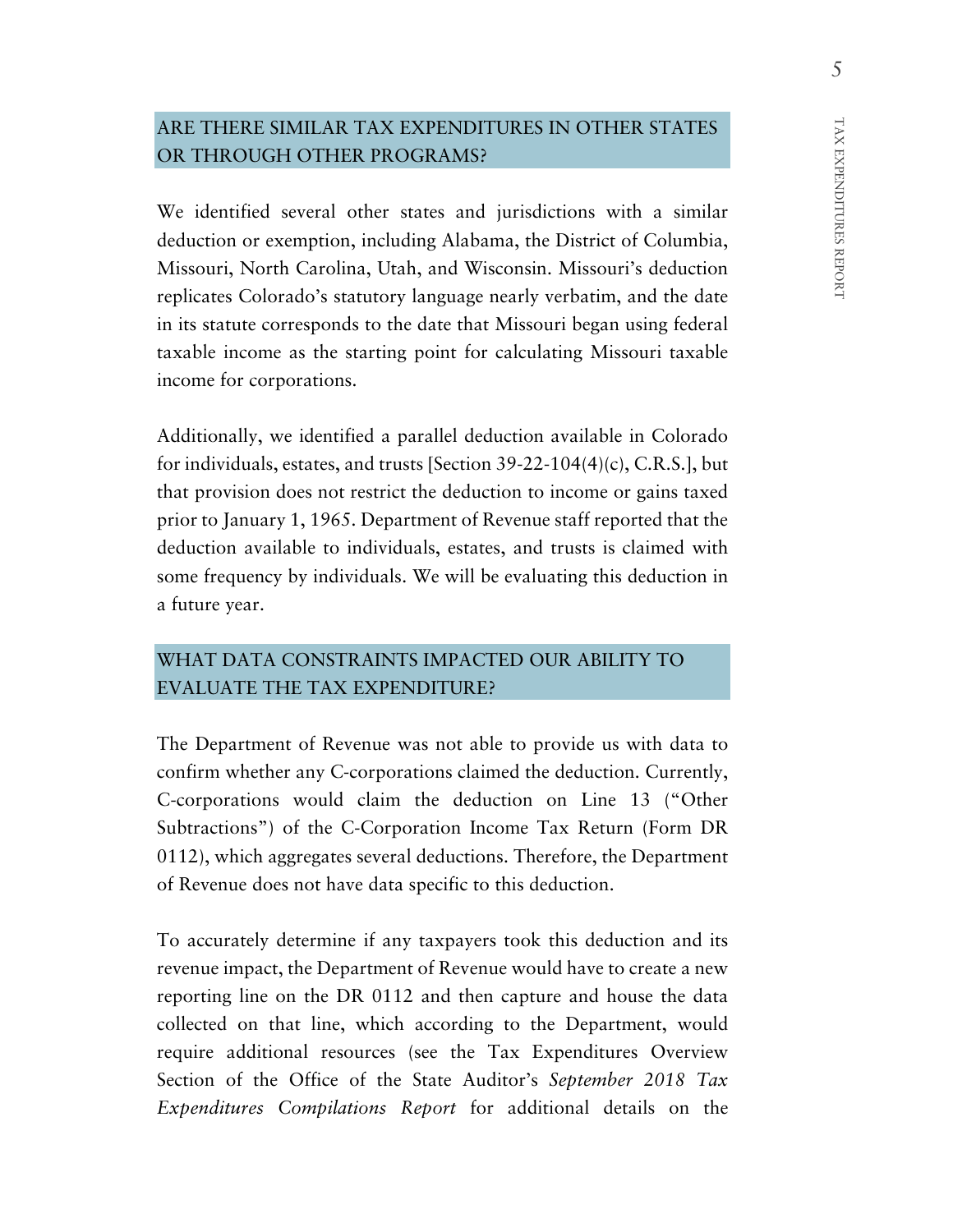## ARE THERE SIMILAR TAX EXPENDITURES IN OTHER STATES OR THROUGH OTHER PROGRAMS?

We identified several other states and jurisdictions with a similar deduction or exemption, including Alabama, the District of Columbia, Missouri, North Carolina, Utah, and Wisconsin. Missouri's deduction replicates Colorado's statutory language nearly verbatim, and the date in its statute corresponds to the date that Missouri began using federal taxable income as the starting point for calculating Missouri taxable income for corporations.

Additionally, we identified a parallel deduction available in Colorado for individuals, estates, and trusts [Section 39-22-104(4)(c), C.R.S.], but that provision does not restrict the deduction to income or gains taxed prior to January 1, 1965. Department of Revenue staff reported that the deduction available to individuals, estates, and trusts is claimed with some frequency by individuals. We will be evaluating this deduction in a future year.

## WHAT DATA CONSTRAINTS IMPACTED OUR ABILITY TO EVALUATE THE TAX EXPENDITURE?

The Department of Revenue was not able to provide us with data to confirm whether any C-corporations claimed the deduction. Currently, C-corporations would claim the deduction on Line 13 ("Other Subtractions") of the C-Corporation Income Tax Return (Form DR 0112), which aggregates several deductions. Therefore, the Department of Revenue does not have data specific to this deduction.

To accurately determine if any taxpayers took this deduction and its revenue impact, the Department of Revenue would have to create a new reporting line on the DR 0112 and then capture and house the data collected on that line, which according to the Department, would require additional resources (see the Tax Expenditures Overview Section of the Office of the State Auditor's *September 2018 Tax Expenditures Compilations Report* for additional details on the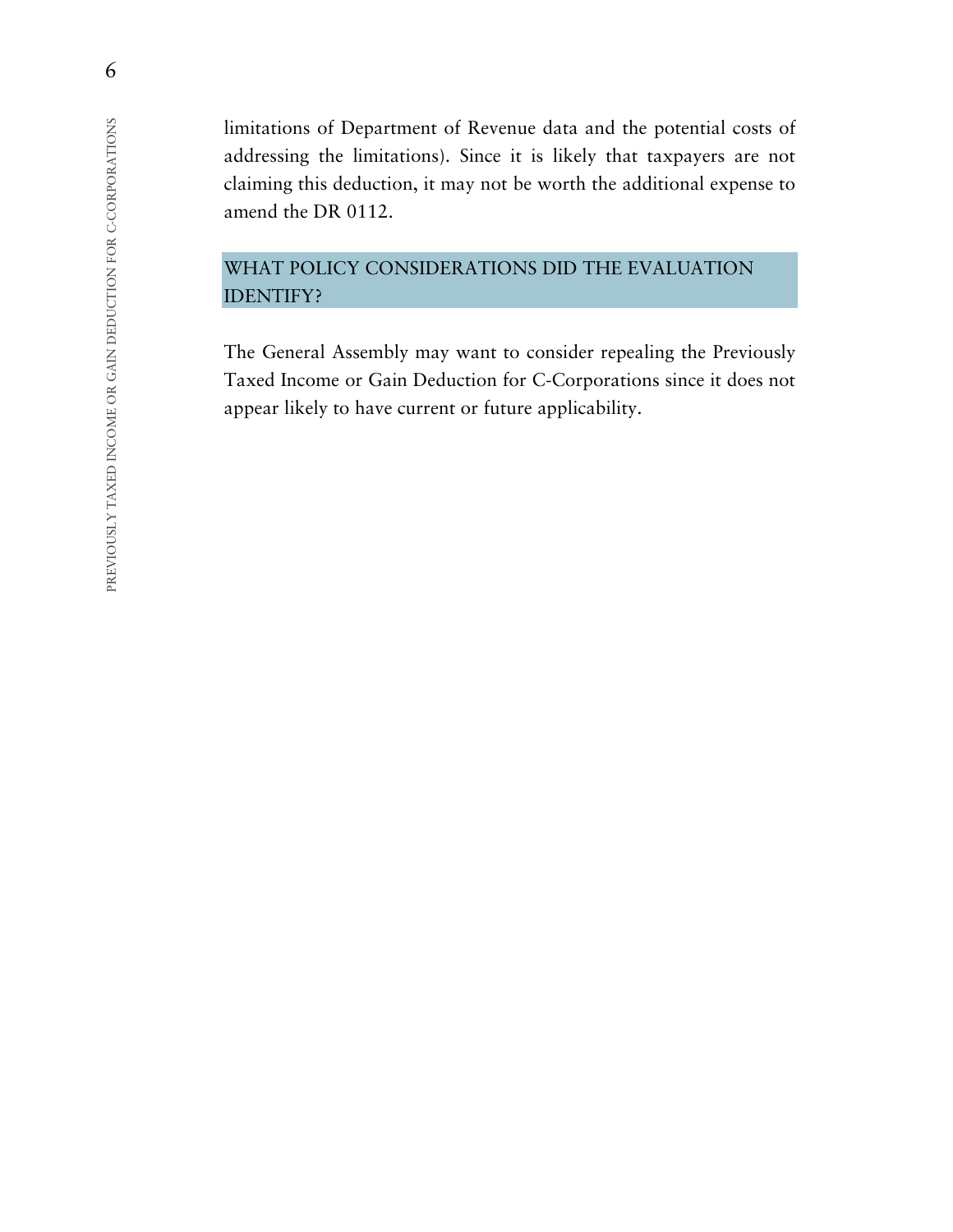limitations of Department of Revenue data and the potential costs of addressing the limitations). Since it is likely that taxpayers are not claiming this deduction, it may not be worth the additional expense to amend the DR 0112.

## WHAT POLICY CONSIDERATIONS DID THE EVALUATION IDENTIFY?

The General Assembly may want to consider repealing the Previously Taxed Income or Gain Deduction for C-Corporations since it does not appear likely to have current or future applicability.